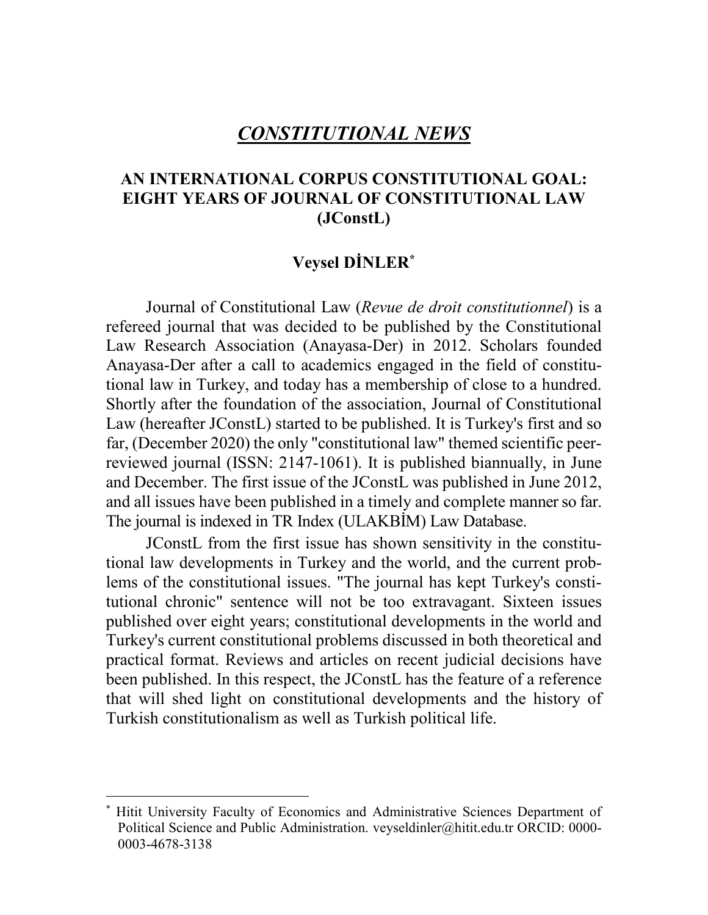# *CONSTITUTIONAL NEWS*

## AN INTERNATIONAL CORPUS CONSTITUTIONAL GOAL: EIGHT YEARS OF JOURNAL OF CONSTITUTIONAL LAW (JConstL)

### Veysel DİNLER[*]

Journal of Constitutional Law (*Revue de droit constitutionnel*) is a refereed journal that was decided to be published by the Constitutional Law Research Association (Anayasa-Der) in 2012. Scholars founded Anayasa-Der after a call to academics engaged in the field of constitutional law in Turkey, and today has a membership of close to a hundred. Shortly after the foundation of the association, Journal of Constitutional Law (hereafter JConstL) started to be published. It is Turkey's first and so far, (December 2020) the only "constitutional law" themed scientific peer-reviewed journal (ISSN: 2147-1061). It is published biannually, in June and December. The first issue of the JConstL was published in June 2012, and all issues have been published in a timely and complete manner so far. The journal is indexed in TR Index (ULAKBİM) Law Database.

JConstL from the first issue has shown sensitivity in the constitutional law developments in Turkey and the world, and the current problems of the constitutional issues. "The journal has kept Turkey's constitutional chronic" sentence will not be too extravagant. Sixteen issues published over eight years; constitutional developments in the world and Turkey's current constitutional problems discussed in both theoretical and practical format. Reviews and articles on recent judicial decisions have been published. In this respect, the JConstL has the feature of a reference that will shed light on constitutional developments and the history of Turkish constitutionalism as well as Turkish political life.

---

[*] Hitit University Faculty of Economics and Administrative Sciences Department of Political Science and Public Administration. veyseldinler@hitit.edu.tr ORCID: 0000-0003-4678-3138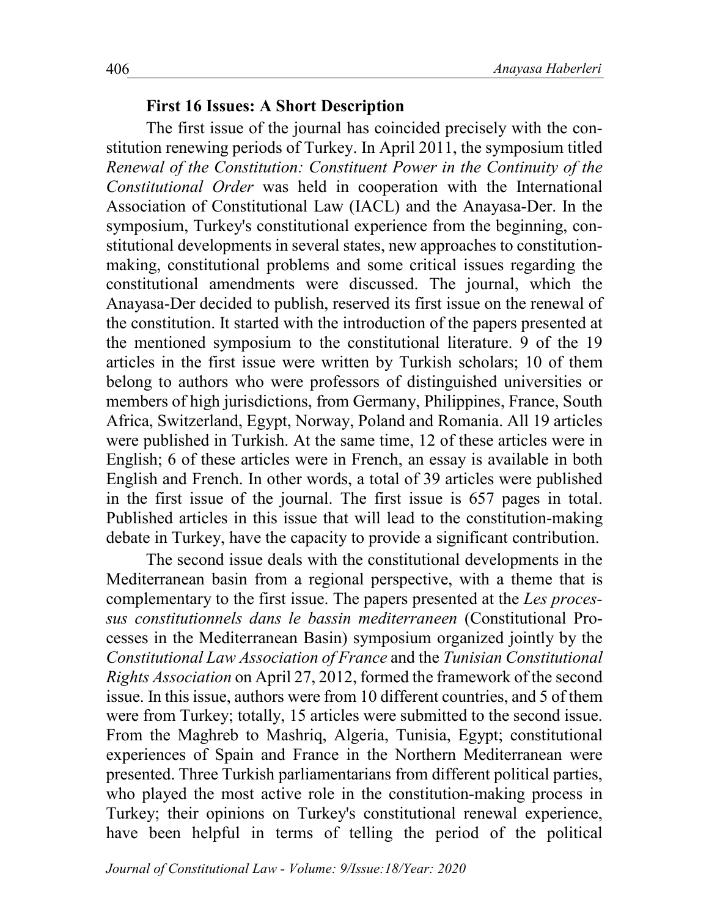### First 16 Issues: A Short Description

The first issue of the journal has coincided precisely with the constitution renewing periods of Turkey. In April 2011, the symposium titled *Renewal of the Constitution: Constituent Power in the Continuity of the Constitutional Order* was held in cooperation with the International Association of Constitutional Law (IACL) and the Anayasa-Der. In the symposium, Turkey's constitutional experience from the beginning, constitutional developments in several states, new approaches to constitution-making, constitutional problems and some critical issues regarding the constitutional amendments were discussed. The journal, which the Anayasa-Der decided to publish, reserved its first issue on the renewal of the constitution. It started with the introduction of the papers presented at the mentioned symposium to the constitutional literature. 9 of the 19 articles in the first issue were written by Turkish scholars; 10 of them belong to authors who were professors of distinguished universities or members of high jurisdictions, from Germany, Philippines, France, South Africa, Switzerland, Egypt, Norway, Poland and Romania. All 19 articles were published in Turkish. At the same time, 12 of these articles were in English; 6 of these articles were in French, an essay is available in both English and French. In other words, a total of 39 articles were published in the first issue of the journal. The first issue is 657 pages in total. Published articles in this issue that will lead to the constitution-making debate in Turkey, have the capacity to provide a significant contribution.

The second issue deals with the constitutional developments in the Mediterranean basin from a regional perspective, with a theme that is complementary to the first issue. The papers presented at the *Les processus constitutionnels dans le bassin mediterraneen* (Constitutional Processes in the Mediterranean Basin) symposium organized jointly by the *Constitutional Law Association of France* and the *Tunisian Constitutional Rights Association* on April 27, 2012, formed the framework of the second issue. In this issue, authors were from 10 different countries, and 5 of them were from Turkey; totally, 15 articles were submitted to the second issue. From the Maghreb to Mashriq, Algeria, Tunisia, Egypt; constitutional experiences of Spain and France in the Northern Mediterranean were presented. Three Turkish parliamentarians from different political parties, who played the most active role in the constitution-making process in Turkey; their opinions on Turkey's constitutional renewal experience, have been helpful in terms of telling the period of the political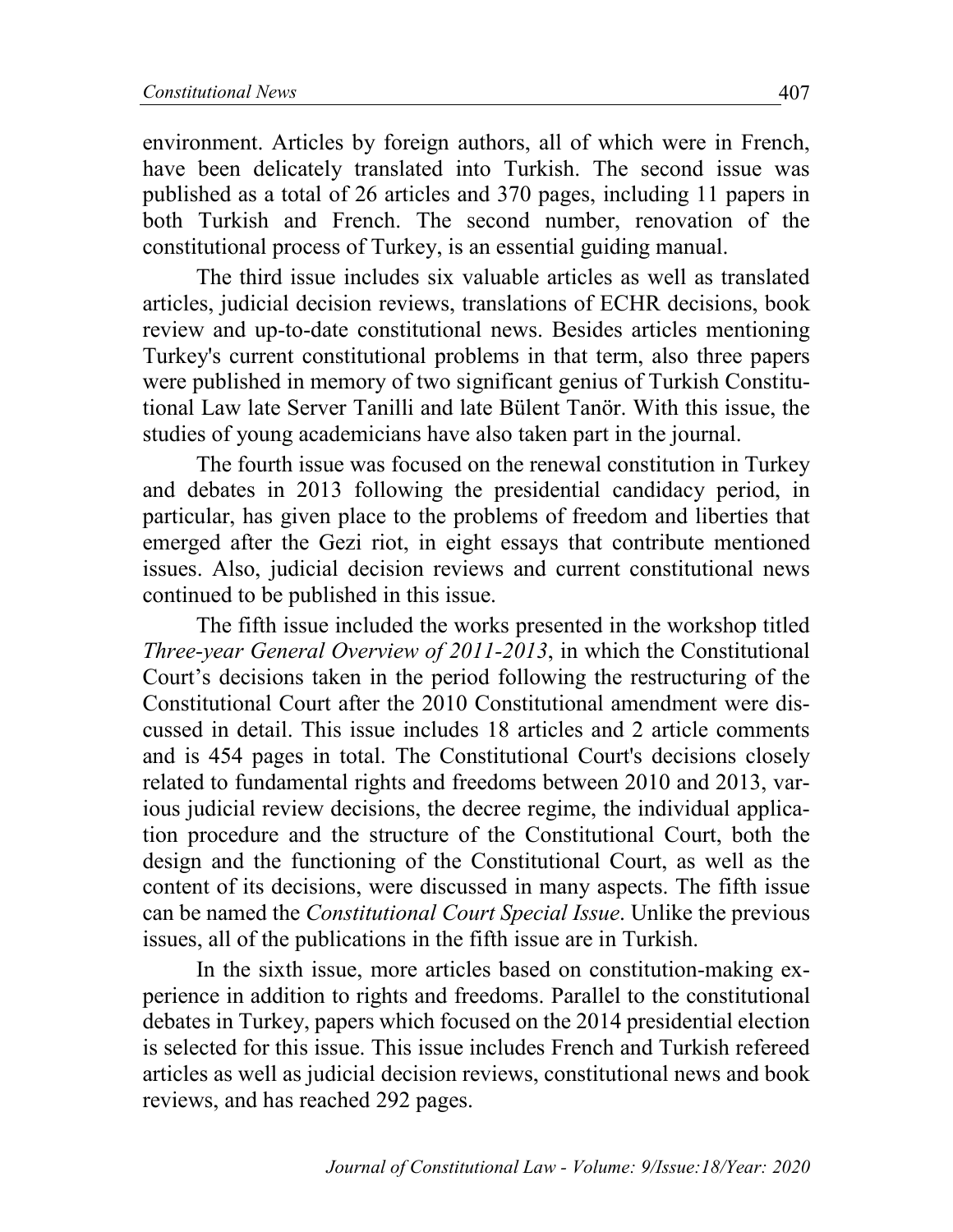environment. Articles by foreign authors, all of which were in French, have been delicately translated into Turkish. The second issue was published as a total of 26 articles and 370 pages, including 11 papers in both Turkish and French. The second number, renovation of the constitutional process of Turkey, is an essential guiding manual.

The third issue includes six valuable articles as well as translated articles, judicial decision reviews, translations of ECHR decisions, book review and up-to-date constitutional news. Besides articles mentioning Turkey's current constitutional problems in that term, also three papers were published in memory of two significant genius of Turkish Constitutional Law late Server Tanilli and late Bülent Tanör. With this issue, the studies of young academicians have also taken part in the journal.

The fourth issue was focused on the renewal constitution in Turkey and debates in 2013 following the presidential candidacy period, in particular, has given place to the problems of freedom and liberties that emerged after the Gezi riot, in eight essays that contribute mentioned issues. Also, judicial decision reviews and current constitutional news continued to be published in this issue.

The fifth issue included the works presented in the workshop titled *Three-year General Overview of 2011-2013*, in which the Constitutional Court's decisions taken in the period following the restructuring of the Constitutional Court after the 2010 Constitutional amendment were discussed in detail. This issue includes 18 articles and 2 article comments and is 454 pages in total. The Constitutional Court's decisions closely related to fundamental rights and freedoms between 2010 and 2013, various judicial review decisions, the decree regime, the individual application procedure and the structure of the Constitutional Court, both the design and the functioning of the Constitutional Court, as well as the content of its decisions, were discussed in many aspects. The fifth issue can be named the *Constitutional Court Special Issue*. Unlike the previous issues, all of the publications in the fifth issue are in Turkish.

In the sixth issue, more articles based on constitution-making experience in addition to rights and freedoms. Parallel to the constitutional debates in Turkey, papers which focused on the 2014 presidential election is selected for this issue. This issue includes French and Turkish refereed articles as well as judicial decision reviews, constitutional news and book reviews, and has reached 292 pages.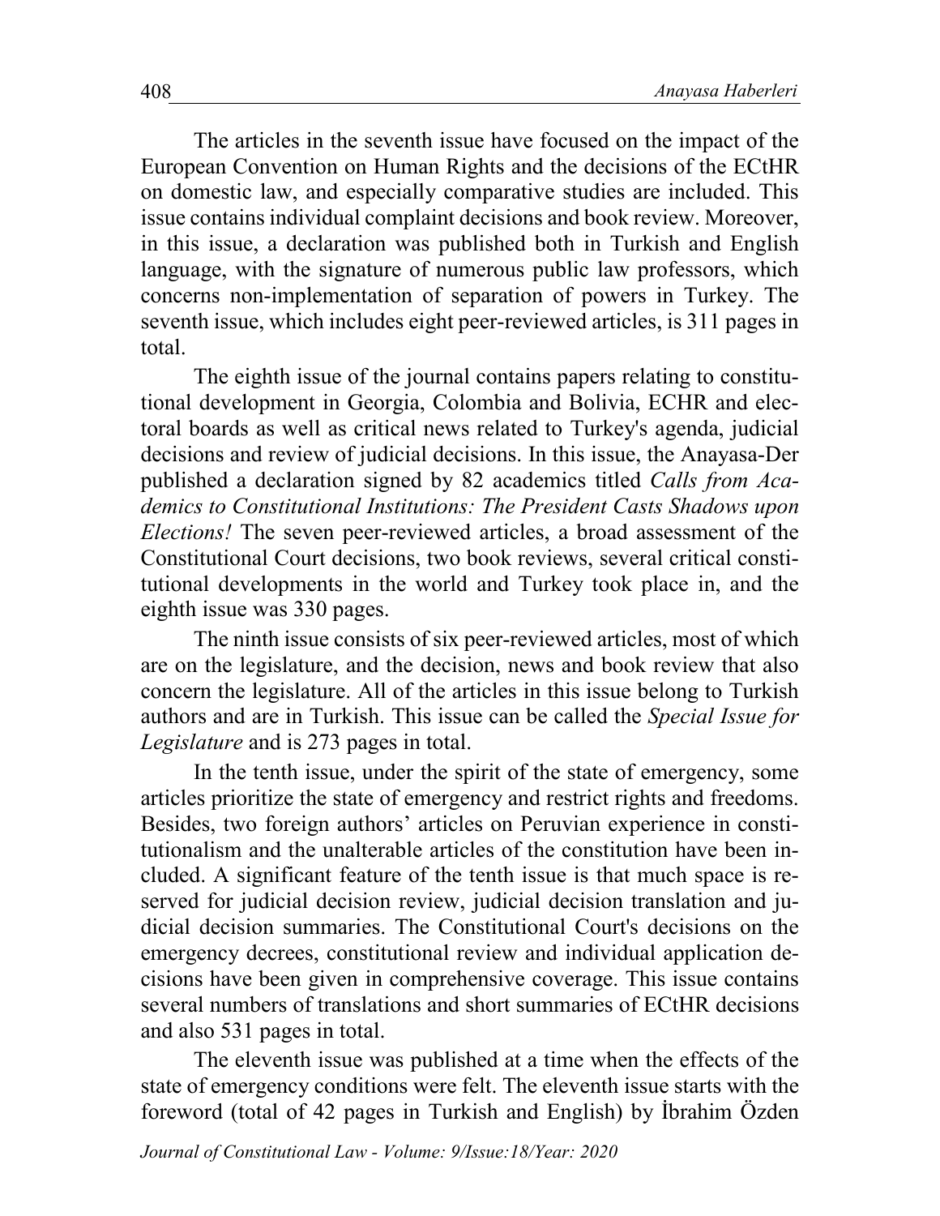The articles in the seventh issue have focused on the impact of the European Convention on Human Rights and the decisions of the ECtHR on domestic law, and especially comparative studies are included. This issue contains individual complaint decisions and book review. Moreover, in this issue, a declaration was published both in Turkish and English language, with the signature of numerous public law professors, which concerns non-implementation of separation of powers in Turkey. The seventh issue, which includes eight peer-reviewed articles, is 311 pages in total.

The eighth issue of the journal contains papers relating to constitutional development in Georgia, Colombia and Bolivia, ECHR and electoral boards as well as critical news related to Turkey's agenda, judicial decisions and review of judicial decisions. In this issue, the Anayasa-Der published a declaration signed by 82 academics titled *Calls from Academics to Constitutional Institutions: The President Casts Shadows upon Elections!* The seven peer-reviewed articles, a broad assessment of the Constitutional Court decisions, two book reviews, several critical constitutional developments in the world and Turkey took place in, and the eighth issue was 330 pages.

The ninth issue consists of six peer-reviewed articles, most of which are on the legislature, and the decision, news and book review that also concern the legislature. All of the articles in this issue belong to Turkish authors and are in Turkish. This issue can be called the *Special Issue for Legislature* and is 273 pages in total.

In the tenth issue, under the spirit of the state of emergency, some articles prioritize the state of emergency and restrict rights and freedoms. Besides, two foreign authors' articles on Peruvian experience in constitutionalism and the unalterable articles of the constitution have been included. A significant feature of the tenth issue is that much space is reserved for judicial decision review, judicial decision translation and judicial decision summaries. The Constitutional Court's decisions on the emergency decrees, constitutional review and individual application decisions have been given in comprehensive coverage. This issue contains several numbers of translations and short summaries of ECtHR decisions and also 531 pages in total.

The eleventh issue was published at a time when the effects of the state of emergency conditions were felt. The eleventh issue starts with the foreword (total of 42 pages in Turkish and English) by İbrahim Özden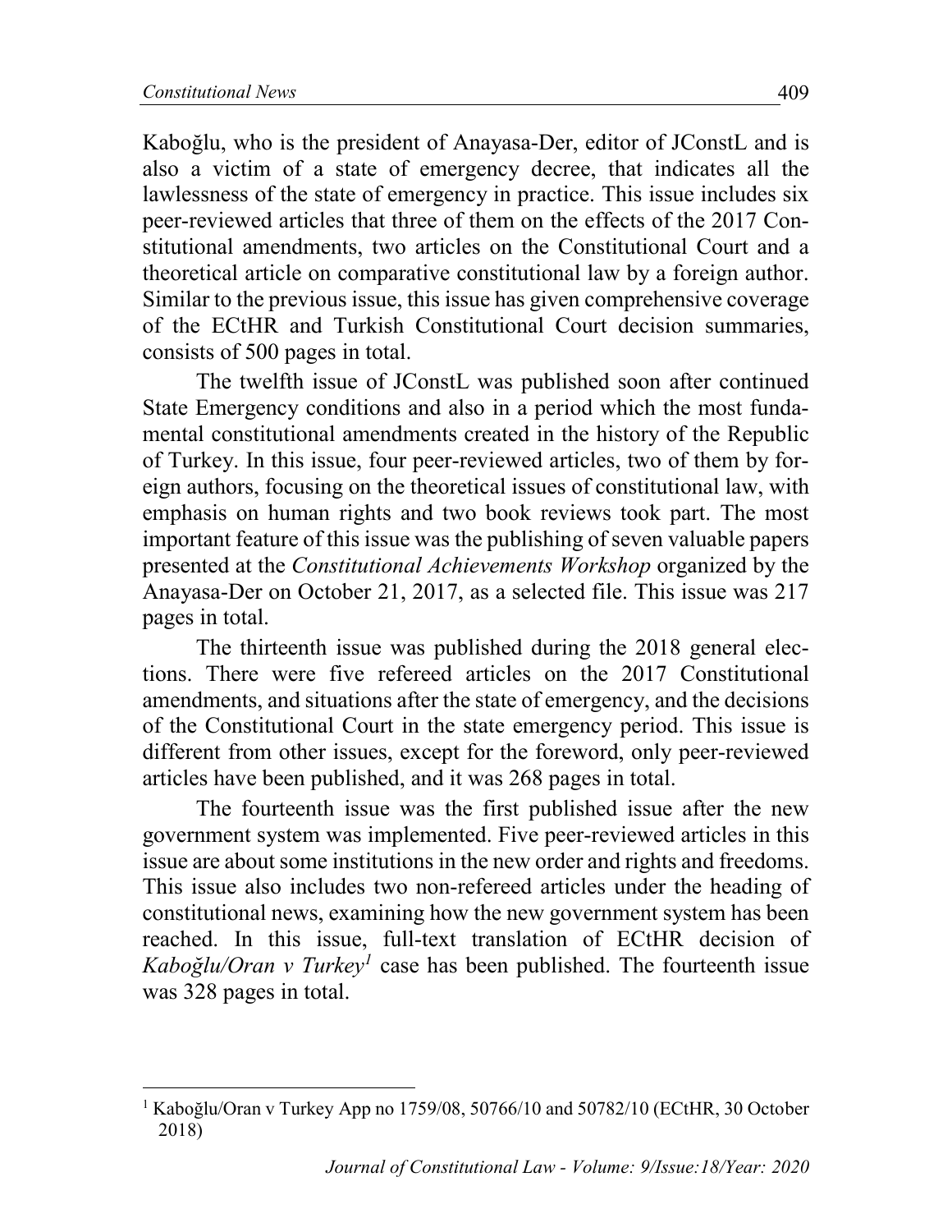Kaboğlu, who is the president of Anayasa-Der, editor of JConstL and is also a victim of a state of emergency decree, that indicates all the lawlessness of the state of emergency in practice. This issue includes six peer-reviewed articles that three of them on the effects of the 2017 Constitutional amendments, two articles on the Constitutional Court and a theoretical article on comparative constitutional law by a foreign author. Similar to the previous issue, this issue has given comprehensive coverage of the ECtHR and Turkish Constitutional Court decision summaries, consists of 500 pages in total.

The twelfth issue of JConstL was published soon after continued State Emergency conditions and also in a period which the most fundamental constitutional amendments created in the history of the Republic of Turkey. In this issue, four peer-reviewed articles, two of them by foreign authors, focusing on the theoretical issues of constitutional law, with emphasis on human rights and two book reviews took part. The most important feature of this issue was the publishing of seven valuable papers presented at the *Constitutional Achievements Workshop* organized by the Anayasa-Der on October 21, 2017, as a selected file. This issue was 217 pages in total.

The thirteenth issue was published during the 2018 general elections. There were five refereed articles on the 2017 Constitutional amendments, and situations after the state of emergency, and the decisions of the Constitutional Court in the state emergency period. This issue is different from other issues, except for the foreword, only peer-reviewed articles have been published, and it was 268 pages in total.

The fourteenth issue was the first published issue after the new government system was implemented. Five peer-reviewed articles in this issue are about some institutions in the new order and rights and freedoms. This issue also includes two non-refereed articles under the heading of constitutional news, examining how the new government system has been reached. In this issue, full-text translation of ECtHR decision of *Kaboğlu/Oran v Turkey*[1] case has been published. The fourteenth issue was 328 pages in total.

---

[1] Kaboğlu/Oran v Turkey App no 1759/08, 50766/10 and 50782/10 (ECtHR, 30 October 2018)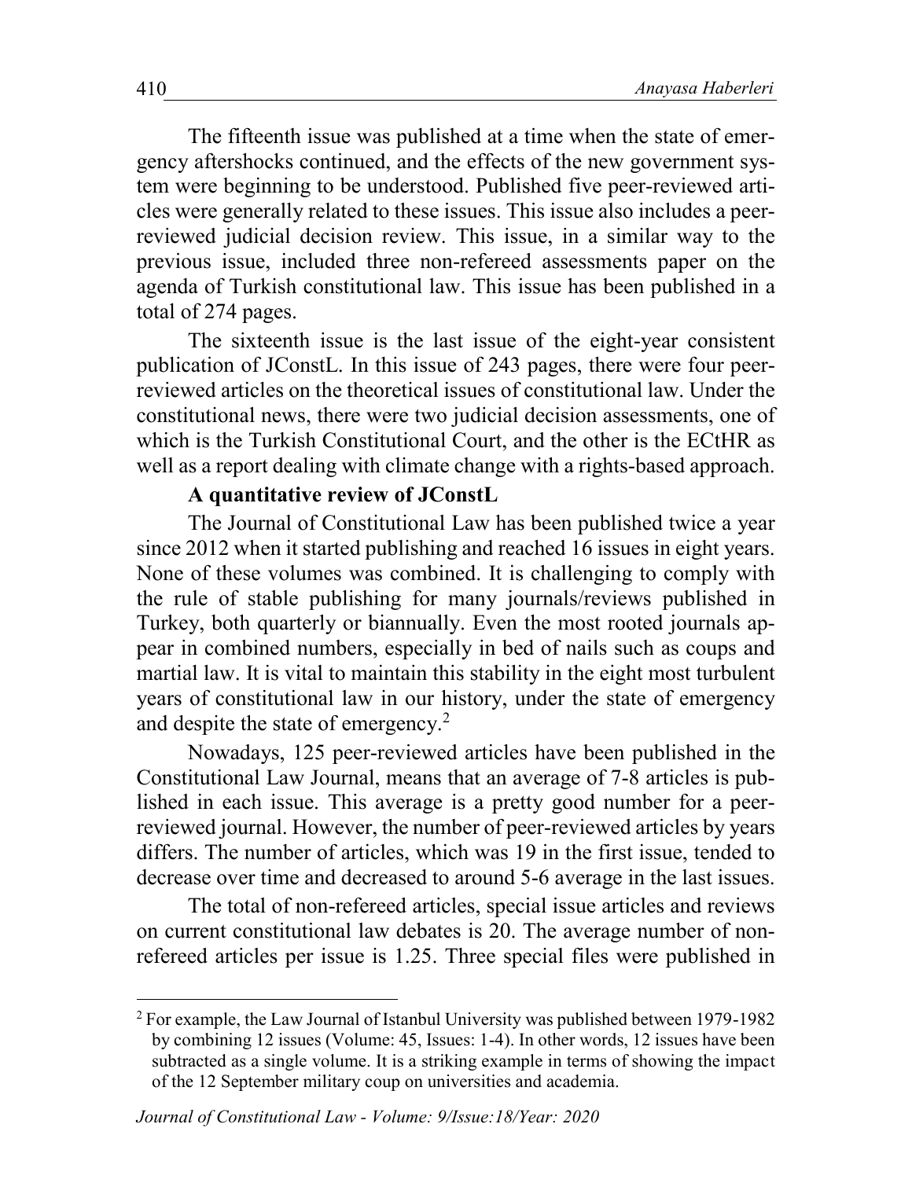The fifteenth issue was published at a time when the state of emergency aftershocks continued, and the effects of the new government system were beginning to be understood. Published five peer-reviewed articles were generally related to these issues. This issue also includes a peer-reviewed judicial decision review. This issue, in a similar way to the previous issue, included three non-refereed assessments paper on the agenda of Turkish constitutional law. This issue has been published in a total of 274 pages.

The sixteenth issue is the last issue of the eight-year consistent publication of JConstL. In this issue of 243 pages, there were four peer-reviewed articles on the theoretical issues of constitutional law. Under the constitutional news, there were two judicial decision assessments, one of which is the Turkish Constitutional Court, and the other is the ECtHR as well as a report dealing with climate change with a rights-based approach.

**A quantitative review of JConstL**

The Journal of Constitutional Law has been published twice a year since 2012 when it started publishing and reached 16 issues in eight years. None of these volumes was combined. It is challenging to comply with the rule of stable publishing for many journals/reviews published in Turkey, both quarterly or biannually. Even the most rooted journals appear in combined numbers, especially in bed of nails such as coups and martial law. It is vital to maintain this stability in the eight most turbulent years of constitutional law in our history, under the state of emergency and despite the state of emergency.[2]

Nowadays, 125 peer-reviewed articles have been published in the Constitutional Law Journal, means that an average of 7-8 articles is published in each issue. This average is a pretty good number for a peer-reviewed journal. However, the number of peer-reviewed articles by years differs. The number of articles, which was 19 in the first issue, tended to decrease over time and decreased to around 5-6 average in the last issues.

The total of non-refereed articles, special issue articles and reviews on current constitutional law debates is 20. The average number of non-refereed articles per issue is 1.25. Three special files were published in

---

[2] For example, the Law Journal of Istanbul University was published between 1979-1982 by combining 12 issues (Volume: 45, Issues: 1-4). In other words, 12 issues have been subtracted as a single volume. It is a striking example in terms of showing the impact of the 12 September military coup on universities and academia.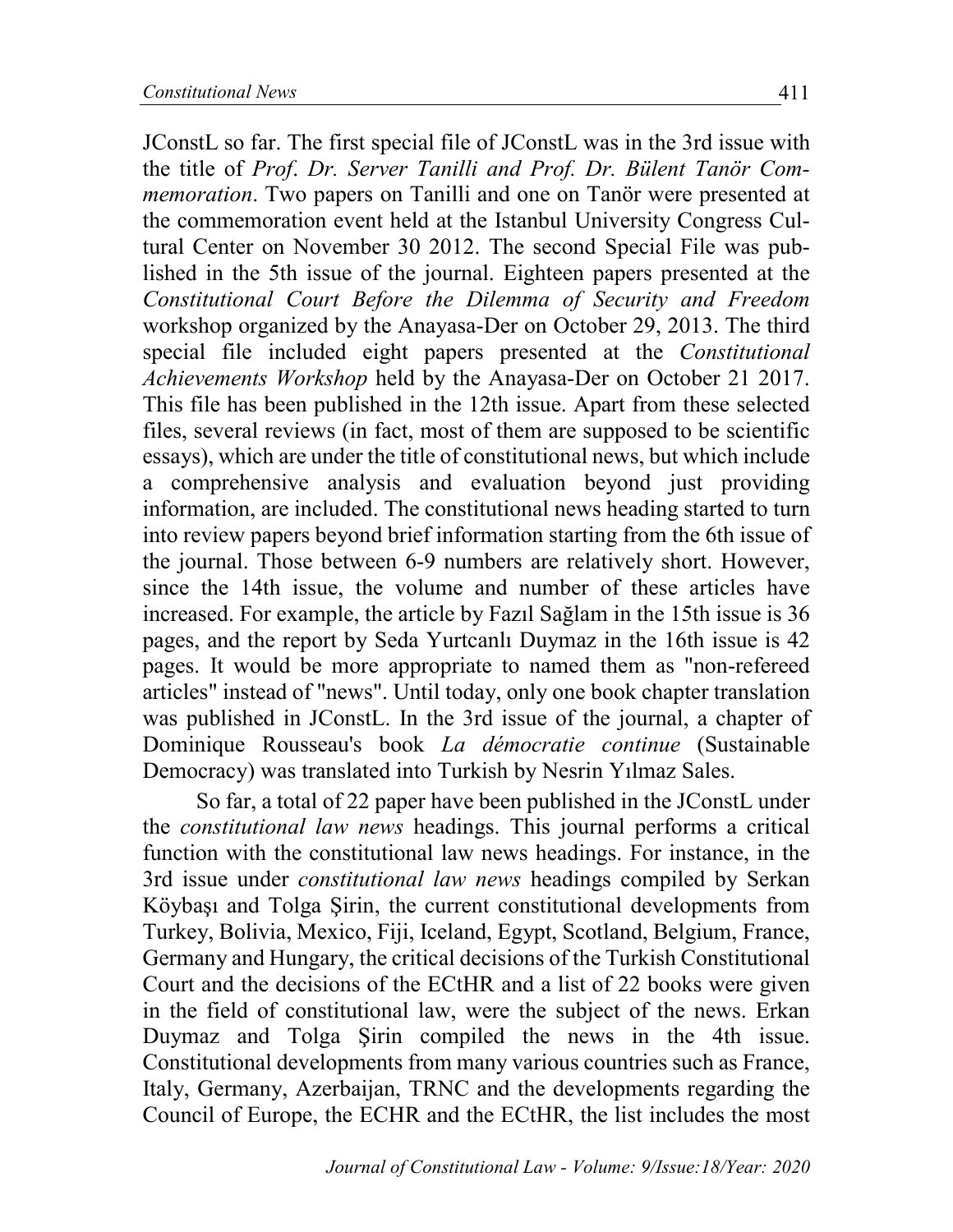JConstL so far. The first special file of JConstL was in the 3rd issue with the title of *Prof. Dr. Server Tanilli and Prof. Dr. Bülent Tanör Commemoration*. Two papers on Tanilli and one on Tanör were presented at the commemoration event held at the Istanbul University Congress Cultural Center on November 30 2012. The second Special File was published in the 5th issue of the journal. Eighteen papers presented at the *Constitutional Court Before the Dilemma of Security and Freedom* workshop organized by the Anayasa-Der on October 29, 2013. The third special file included eight papers presented at the *Constitutional Achievements Workshop* held by the Anayasa-Der on October 21 2017. This file has been published in the 12th issue. Apart from these selected files, several reviews (in fact, most of them are supposed to be scientific essays), which are under the title of constitutional news, but which include a comprehensive analysis and evaluation beyond just providing information, are included. The constitutional news heading started to turn into review papers beyond brief information starting from the 6th issue of the journal. Those between 6-9 numbers are relatively short. However, since the 14th issue, the volume and number of these articles have increased. For example, the article by Fazıl Sağlam in the 15th issue is 36 pages, and the report by Seda Yurtcanlı Duymaz in the 16th issue is 42 pages. It would be more appropriate to named them as "non-refereed articles" instead of "news". Until today, only one book chapter translation was published in JConstL. In the 3rd issue of the journal, a chapter of Dominique Rousseau's book *La démocratie continue* (Sustainable Democracy) was translated into Turkish by Nesrin Yılmaz Sales.

So far, a total of 22 paper have been published in the JConstL under the *constitutional law news* headings. This journal performs a critical function with the constitutional law news headings. For instance, in the 3rd issue under *constitutional law news* headings compiled by Serkan Köybaşı and Tolga Şirin, the current constitutional developments from Turkey, Bolivia, Mexico, Fiji, Iceland, Egypt, Scotland, Belgium, France, Germany and Hungary, the critical decisions of the Turkish Constitutional Court and the decisions of the ECtHR and a list of 22 books were given in the field of constitutional law, were the subject of the news. Erkan Duymaz and Tolga Şirin compiled the news in the 4th issue. Constitutional developments from many various countries such as France, Italy, Germany, Azerbaijan, TRNC and the developments regarding the Council of Europe, the ECHR and the ECtHR, the list includes the most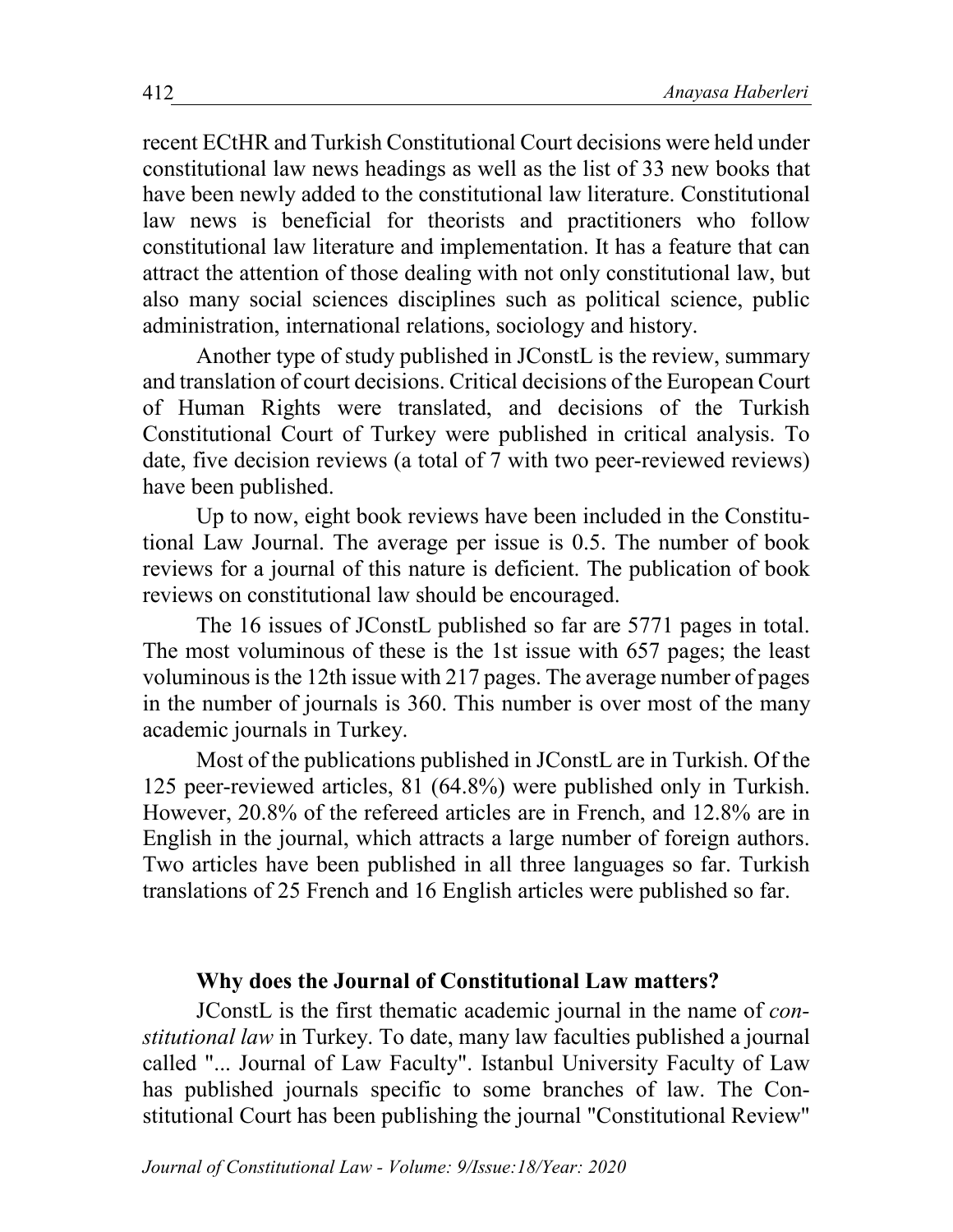recent ECtHR and Turkish Constitutional Court decisions were held under constitutional law news headings as well as the list of 33 new books that have been newly added to the constitutional law literature. Constitutional law news is beneficial for theorists and practitioners who follow constitutional law literature and implementation. It has a feature that can attract the attention of those dealing with not only constitutional law, but also many social sciences disciplines such as political science, public administration, international relations, sociology and history.

Another type of study published in JConstL is the review, summary and translation of court decisions. Critical decisions of the European Court of Human Rights were translated, and decisions of the Turkish Constitutional Court of Turkey were published in critical analysis. To date, five decision reviews (a total of 7 with two peer-reviewed reviews) have been published.

Up to now, eight book reviews have been included in the Constitutional Law Journal. The average per issue is 0.5. The number of book reviews for a journal of this nature is deficient. The publication of book reviews on constitutional law should be encouraged.

The 16 issues of JConstL published so far are 5771 pages in total. The most voluminous of these is the 1st issue with 657 pages; the least voluminous is the 12th issue with 217 pages. The average number of pages in the number of journals is 360. This number is over most of the many academic journals in Turkey.

Most of the publications published in JConstL are in Turkish. Of the 125 peer-reviewed articles, 81 (64.8%) were published only in Turkish. However, 20.8% of the refereed articles are in French, and 12.8% are in English in the journal, which attracts a large number of foreign authors. Two articles have been published in all three languages so far. Turkish translations of 25 French and 16 English articles were published so far.

### Why does the Journal of Constitutional Law matters?

JConstL is the first thematic academic journal in the name of *constitutional law* in Turkey. To date, many law faculties published a journal called "... Journal of Law Faculty". Istanbul University Faculty of Law has published journals specific to some branches of law. The Constitutional Court has been publishing the journal "Constitutional Review"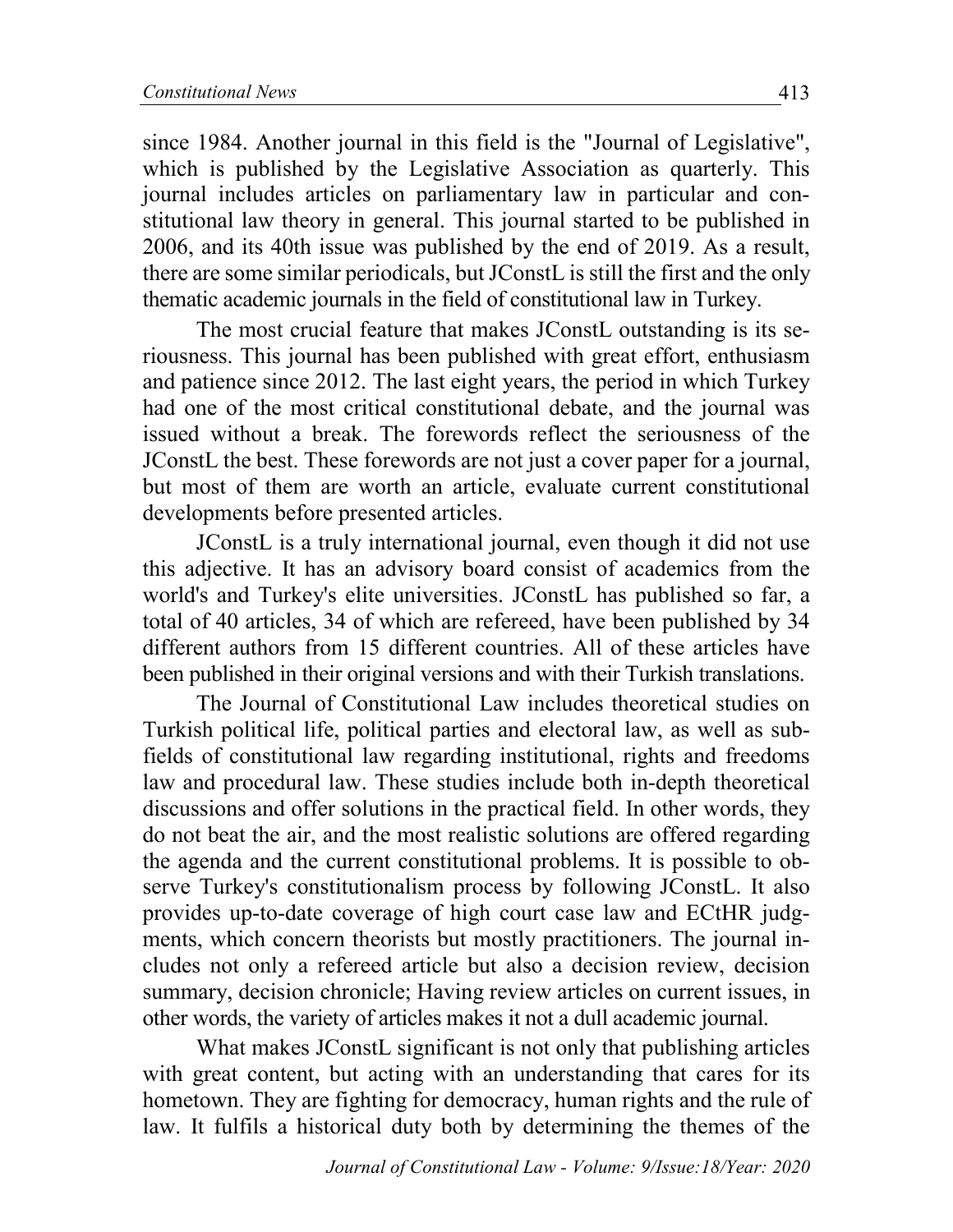since 1984. Another journal in this field is the "Journal of Legislative", which is published by the Legislative Association as quarterly. This journal includes articles on parliamentary law in particular and constitutional law theory in general. This journal started to be published in 2006, and its 40th issue was published by the end of 2019. As a result, there are some similar periodicals, but JConstL is still the first and the only thematic academic journals in the field of constitutional law in Turkey.

The most crucial feature that makes JConstL outstanding is its seriousness. This journal has been published with great effort, enthusiasm and patience since 2012. The last eight years, the period in which Turkey had one of the most critical constitutional debate, and the journal was issued without a break. The forewords reflect the seriousness of the JConstL the best. These forewords are not just a cover paper for a journal, but most of them are worth an article, evaluate current constitutional developments before presented articles.

JConstL is a truly international journal, even though it did not use this adjective. It has an advisory board consist of academics from the world's and Turkey's elite universities. JConstL has published so far, a total of 40 articles, 34 of which are refereed, have been published by 34 different authors from 15 different countries. All of these articles have been published in their original versions and with their Turkish translations.

The Journal of Constitutional Law includes theoretical studies on Turkish political life, political parties and electoral law, as well as subfields of constitutional law regarding institutional, rights and freedoms law and procedural law. These studies include both in-depth theoretical discussions and offer solutions in the practical field. In other words, they do not beat the air, and the most realistic solutions are offered regarding the agenda and the current constitutional problems. It is possible to observe Turkey's constitutionalism process by following JConstL. It also provides up-to-date coverage of high court case law and ECtHR judgments, which concern theorists but mostly practitioners. The journal includes not only a refereed article but also a decision review, decision summary, decision chronicle; Having review articles on current issues, in other words, the variety of articles makes it not a dull academic journal.

What makes JConstL significant is not only that publishing articles with great content, but acting with an understanding that cares for its hometown. They are fighting for democracy, human rights and the rule of law. It fulfils a historical duty both by determining the themes of the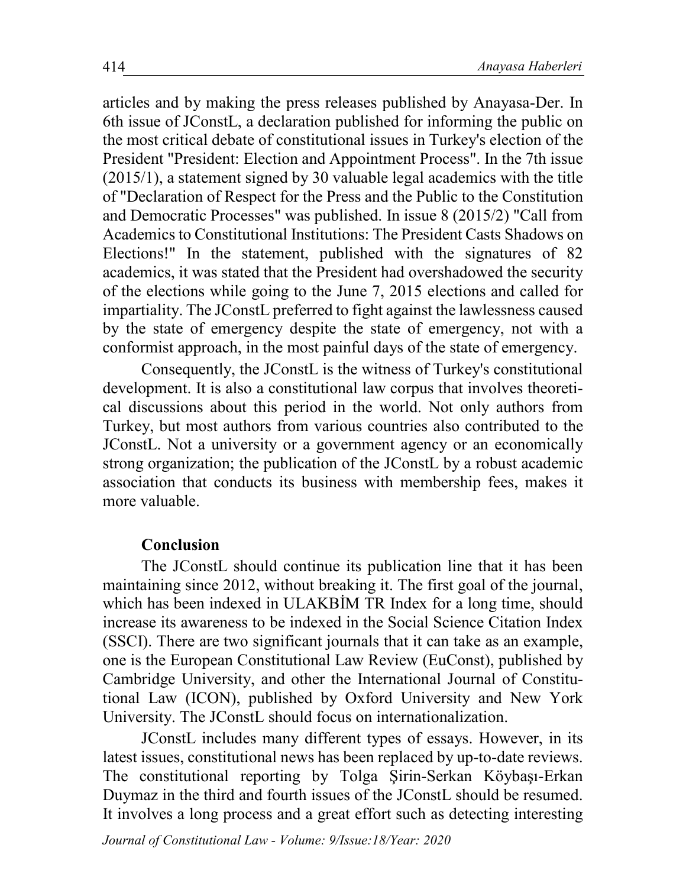articles and by making the press releases published by Anayasa-Der. In 6th issue of JConstL, a declaration published for informing the public on the most critical debate of constitutional issues in Turkey's election of the President "President: Election and Appointment Process". In the 7th issue (2015/1), a statement signed by 30 valuable legal academics with the title of "Declaration of Respect for the Press and the Public to the Constitution and Democratic Processes" was published. In issue 8 (2015/2) "Call from Academics to Constitutional Institutions: The President Casts Shadows on Elections!" In the statement, published with the signatures of 82 academics, it was stated that the President had overshadowed the security of the elections while going to the June 7, 2015 elections and called for impartiality. The JConstL preferred to fight against the lawlessness caused by the state of emergency despite the state of emergency, not with a conformist approach, in the most painful days of the state of emergency.

Consequently, the JConstL is the witness of Turkey's constitutional development. It is also a constitutional law corpus that involves theoretical discussions about this period in the world. Not only authors from Turkey, but most authors from various countries also contributed to the JConstL. Not a university or a government agency or an economically strong organization; the publication of the JConstL by a robust academic association that conducts its business with membership fees, makes it more valuable.

**Conclusion**

The JConstL should continue its publication line that it has been maintaining since 2012, without breaking it. The first goal of the journal, which has been indexed in ULAKBİM TR Index for a long time, should increase its awareness to be indexed in the Social Science Citation Index (SSCI). There are two significant journals that it can take as an example, one is the European Constitutional Law Review (EuConst), published by Cambridge University, and other the International Journal of Constitutional Law (ICON), published by Oxford University and New York University. The JConstL should focus on internationalization.

JConstL includes many different types of essays. However, in its latest issues, constitutional news has been replaced by up-to-date reviews. The constitutional reporting by Tolga Şirin-Serkan Köybaşı-Erkan Duymaz in the third and fourth issues of the JConstL should be resumed. It involves a long process and a great effort such as detecting interesting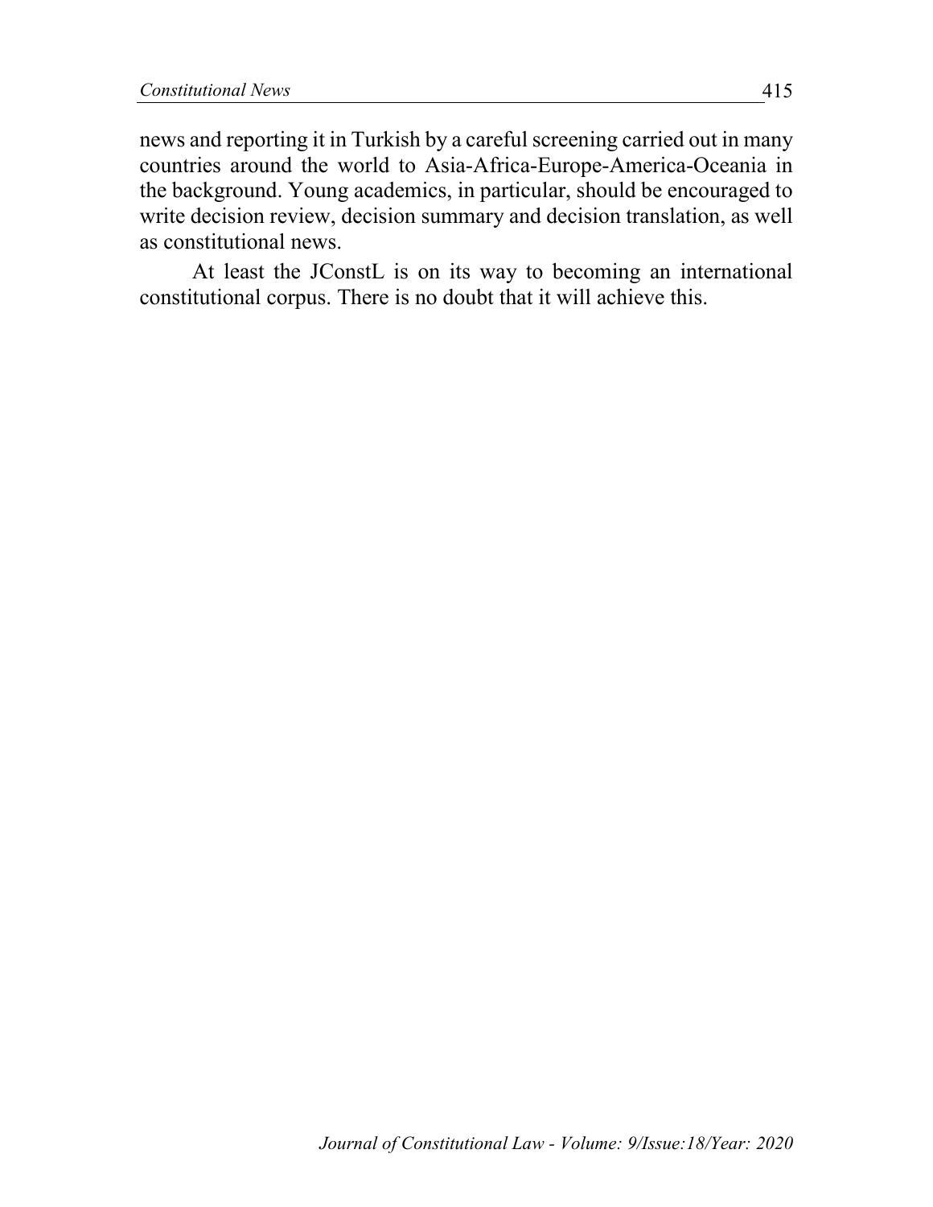news and reporting it in Turkish by a careful screening carried out in many countries around the world to Asia-Africa-Europe-America-Oceania in the background. Young academics, in particular, should be encouraged to write decision review, decision summary and decision translation, as well as constitutional news.

At least the JConstL is on its way to becoming an international constitutional corpus. There is no doubt that it will achieve this.